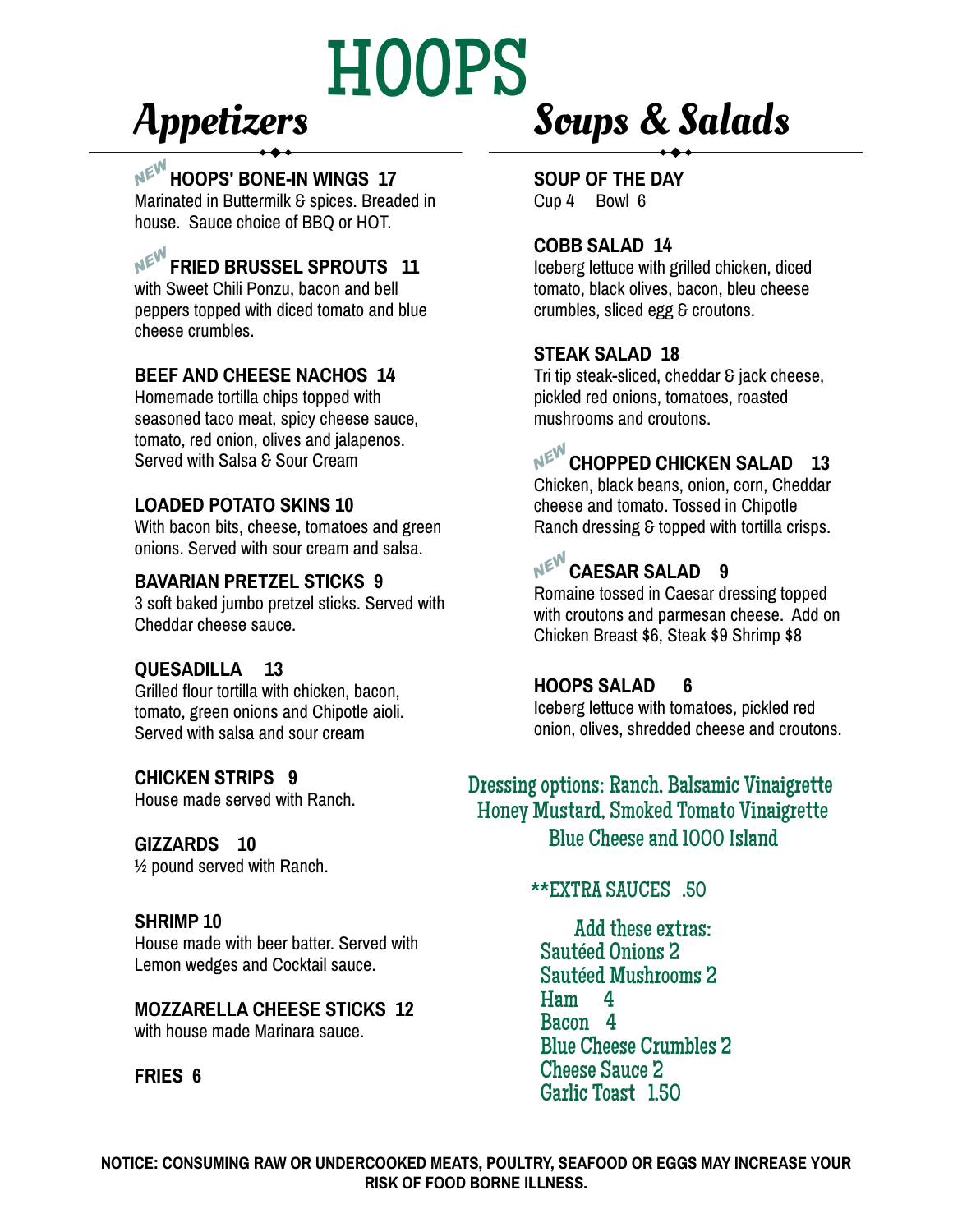# HOOPS

## Appetizers

**NEW HOOPS' BONE-IN WINGS 17**
Marinated in Buttermilk & spices. Breaded in house. Sauce choice of BBQ or HOT.

**NEW FRIED BRUSSEL SPROUTS 11**
with Sweet Chili Ponzu, bacon and bell peppers topped with diced tomato and blue cheese crumbles.

**BEEF AND CHEESE NACHOS 14**
Homemade tortilla chips topped with seasoned taco meat, spicy cheese sauce, tomato, red onion, olives and jalapenos. Served with Salsa & Sour Cream

**LOADED POTATO SKINS 10**
With bacon bits, cheese, tomatoes and green onions. Served with sour cream and salsa.

**BAVARIAN PRETZEL STICKS 9**
3 soft baked jumbo pretzel sticks. Served with Cheddar cheese sauce.

**QUESADILLA 13**
Grilled flour tortilla with chicken, bacon, tomato, green onions and Chipotle aioli. Served with salsa and sour cream

**CHICKEN STRIPS 9**
House made served with Ranch.

**GIZZARDS 10**
½ pound served with Ranch.

**SHRIMP 10**
House made with beer batter. Served with Lemon wedges and Cocktail sauce.

**MOZZARELLA CHEESE STICKS 12**
with house made Marinara sauce.

**FRIES 6**

## Soups & Salads

**SOUP OF THE DAY**
Cup 4 Bowl 6

**COBB SALAD 14**
Iceberg lettuce with grilled chicken, diced tomato, black olives, bacon, bleu cheese crumbles, sliced egg & croutons.

**STEAK SALAD 18**
Tri tip steak-sliced, cheddar & jack cheese, pickled red onions, tomatoes, roasted mushrooms and croutons.

**NEW CHOPPED CHICKEN SALAD 13**
Chicken, black beans, onion, corn, Cheddar cheese and tomato. Tossed in Chipotle Ranch dressing & topped with tortilla crisps.

**NEW CAESAR SALAD 9**
Romaine tossed in Caesar dressing topped with croutons and parmesan cheese. Add on Chicken Breast $6, Steak $9 Shrimp $8

**HOOPS SALAD 6**
Iceberg lettuce with tomatoes, pickled red onion, olives, shredded cheese and croutons.

Dressing options: Ranch, Balsamic Vinaigrette Honey Mustard, Smoked Tomato Vinaigrette Blue Cheese and 1000 Island

**EXTRA SAUCES .50

Add these extras:
Sautéed Onions 2
Sautéed Mushrooms 2
Ham 4
Bacon 4
Blue Cheese Crumbles 2
Cheese Sauce 2
Garlic Toast 1.50

**NOTICE: CONSUMING RAW OR UNDERCOOKED MEATS, POULTRY, SEAFOOD OR EGGS MAY INCREASE YOUR RISK OF FOOD BORNE ILLNESS.**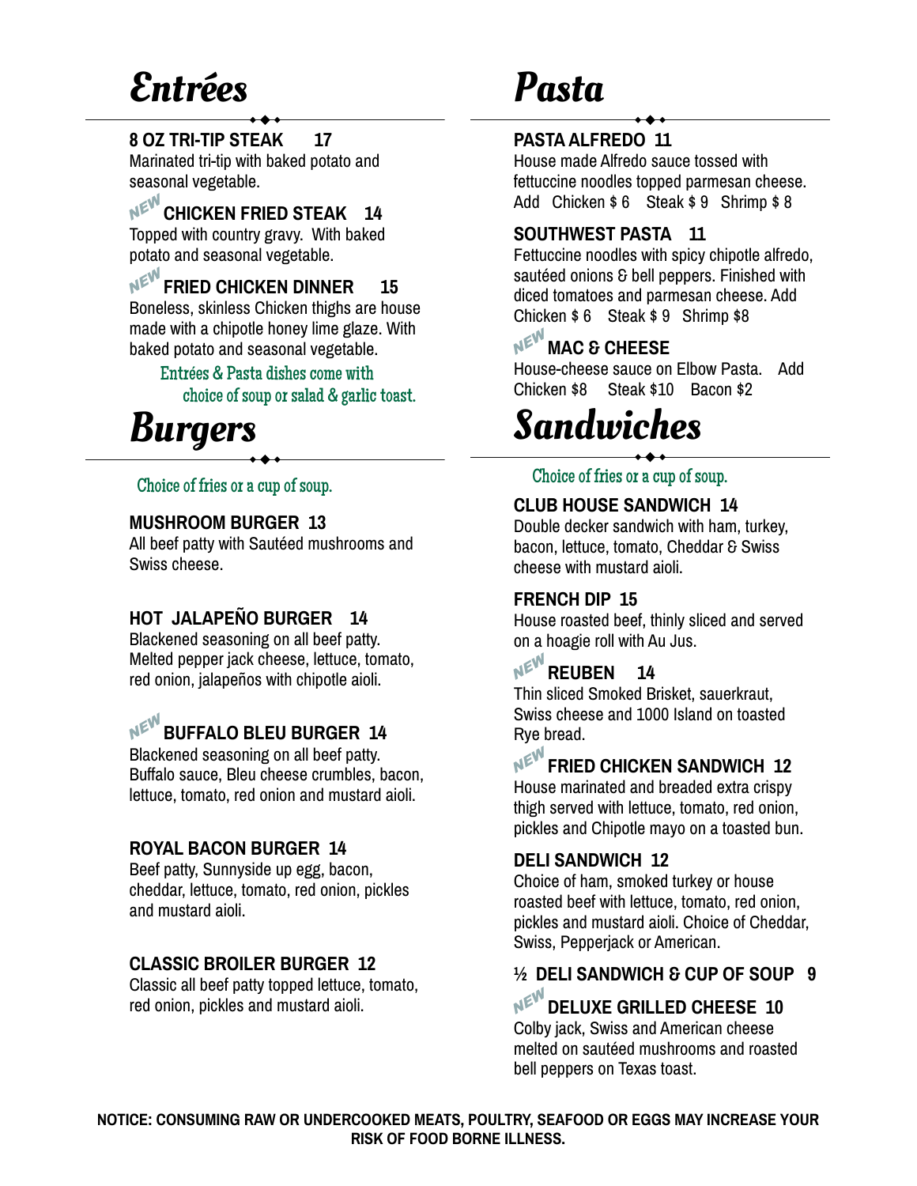# Entrées

**8 OZ TRI-TIP STEAK 17**
Marinated tri-tip with baked potato and seasonal vegetable.

NEW **CHICKEN FRIED STEAK 14**
Topped with country gravy. With baked potato and seasonal vegetable.

NEW **FRIED CHICKEN DINNER 15**
Boneless, skinless Chicken thighs are house made with a chipotle honey lime glaze. With baked potato and seasonal vegetable.

Entrées & Pasta dishes come with choice of soup or salad & garlic toast.

# Burgers

Choice of fries or a cup of soup.

**MUSHROOM BURGER 13**
All beef patty with Sautéed mushrooms and Swiss cheese.

**HOT JALAPEÑO BURGER 14**
Blackened seasoning on all beef patty. Melted pepper jack cheese, lettuce, tomato, red onion, jalapeños with chipotle aioli.

NEW **BUFFALO BLEU BURGER 14**
Blackened seasoning on all beef patty. Buffalo sauce, Bleu cheese crumbles, bacon, lettuce, tomato, red onion and mustard aioli.

**ROYAL BACON BURGER 14**
Beef patty, Sunnyside up egg, bacon, cheddar, lettuce, tomato, red onion, pickles and mustard aioli.

**CLASSIC BROILER BURGER 12**
Classic all beef patty topped lettuce, tomato, red onion, pickles and mustard aioli.

# Pasta

**PASTA ALFREDO 11**
House made Alfredo sauce tossed with fettuccine noodles topped parmesan cheese. Add Chicken $ 6 Steak $ 9 Shrimp $ 8

**SOUTHWEST PASTA 11**
Fettuccine noodles with spicy chipotle alfredo, sautéed onions & bell peppers. Finished with diced tomatoes and parmesan cheese. Add Chicken $ 6 Steak $ 9 Shrimp $8

NEW **MAC & CHEESE**
House-cheese sauce on Elbow Pasta. Add Chicken $8 Steak $10 Bacon $2

# Sandwiches

Choice of fries or a cup of soup.

**CLUB HOUSE SANDWICH 14**
Double decker sandwich with ham, turkey, bacon, lettuce, tomato, Cheddar & Swiss cheese with mustard aioli.

**FRENCH DIP 15**
House roasted beef, thinly sliced and served on a hoagie roll with Au Jus.

NEW **REUBEN 14**
Thin sliced Smoked Brisket, sauerkraut, Swiss cheese and 1000 Island on toasted Rye bread.

NEW **FRIED CHICKEN SANDWICH 12**
House marinated and breaded extra crispy thigh served with lettuce, tomato, red onion, pickles and Chipotle mayo on a toasted bun.

**DELI SANDWICH 12**
Choice of ham, smoked turkey or house roasted beef with lettuce, tomato, red onion, pickles and mustard aioli. Choice of Cheddar, Swiss, Pepperjack or American.

**½ DELI SANDWICH & CUP OF SOUP 9**

NEW **DELUXE GRILLED CHEESE 10**
Colby jack, Swiss and American cheese melted on sautéed mushrooms and roasted bell peppers on Texas toast.

**NOTICE: CONSUMING RAW OR UNDERCOOKED MEATS, POULTRY, SEAFOOD OR EGGS MAY INCREASE YOUR RISK OF FOOD BORNE ILLNESS.**